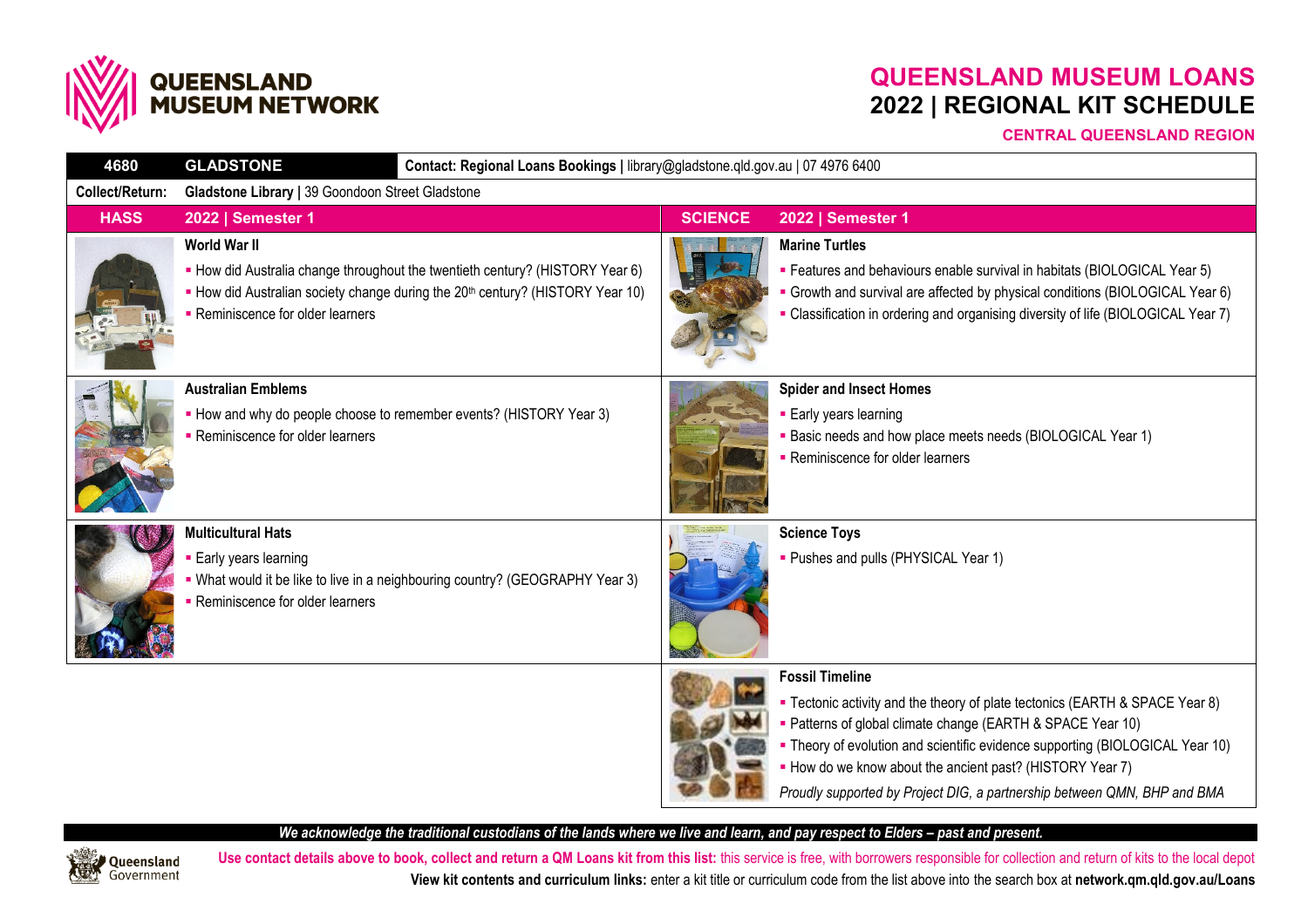# QUEENSLAND MUSEUM LOANS
## 2022 | REGIONAL KIT SCHEDULE

**CENTRAL QUEENSLAND REGION**

| 4680 | GLADSTONE | Contact: Regional Loans Bookings \| library@gladstone.qld.gov.au \| 07 4976 6400 |
|---|---|---|
| **Collect/Return:** | **Gladstone Library** \| 39 Goondoon Street Gladstone | |

### HASS — 2022 | Semester 1

**World War II**
- How did Australia change throughout the twentieth century? (HISTORY Year 6)
- How did Australian society change during the 20th century? (HISTORY Year 10)
- Reminiscence for older learners

**Australian Emblems**
- How and why do people choose to remember events? (HISTORY Year 3)
- Reminiscence for older learners

**Multicultural Hats**
- Early years learning
- What would it be like to live in a neighbouring country? (GEOGRAPHY Year 3)
- Reminiscence for older learners

### SCIENCE — 2022 | Semester 1

**Marine Turtles**
- Features and behaviours enable survival in habitats (BIOLOGICAL Year 5)
- Growth and survival are affected by physical conditions (BIOLOGICAL Year 6)
- Classification in ordering and organising diversity of life (BIOLOGICAL Year 7)

**Spider and Insect Homes**
- Early years learning
- Basic needs and how place meets needs (BIOLOGICAL Year 1)
- Reminiscence for older learners

**Science Toys**
- Pushes and pulls (PHYSICAL Year 1)

**Fossil Timeline**
- Tectonic activity and the theory of plate tectonics (EARTH & SPACE Year 8)
- Patterns of global climate change (EARTH & SPACE Year 10)
- Theory of evolution and scientific evidence supporting (BIOLOGICAL Year 10)
- How do we know about the ancient past? (HISTORY Year 7)

*Proudly supported by Project DIG, a partnership between QMN, BHP and BMA*

***We acknowledge the traditional custodians of the lands where we live and learn, and pay respect to Elders – past and present.***

**Use contact details above to book, collect and return a QM Loans kit from this list:** this service is free, with borrowers responsible for collection and return of kits to the local depot

**View kit contents and curriculum links:** enter a kit title or curriculum code from the list above into the search box at **network.qm.qld.gov.au/Loans**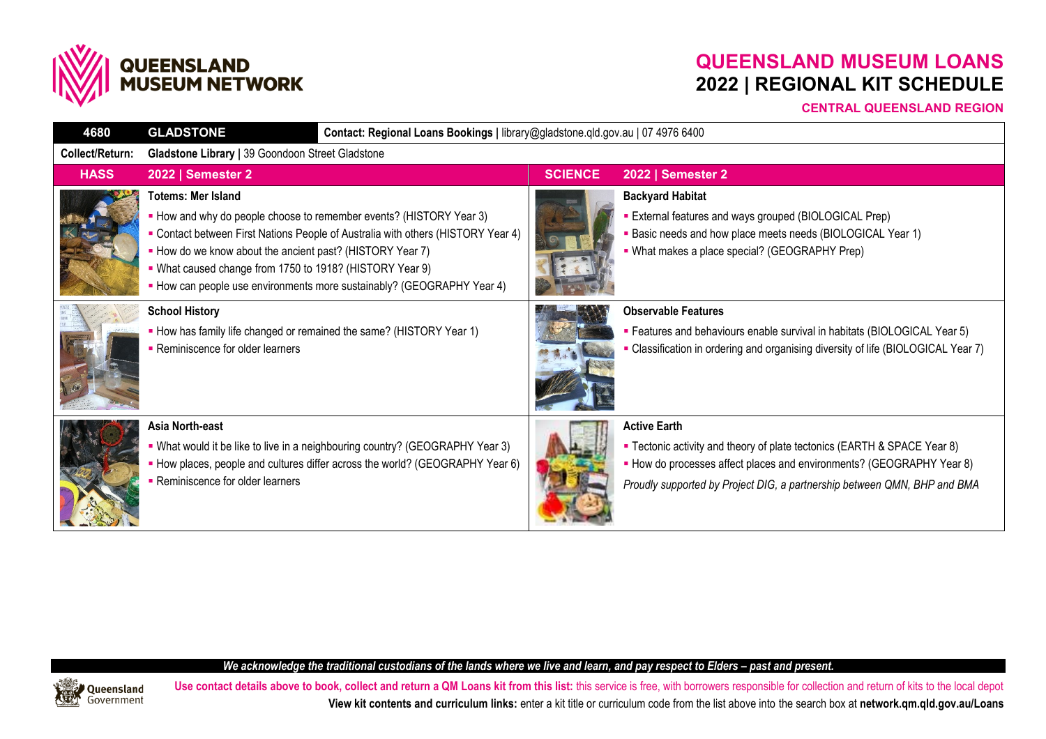# QUEENSLAND MUSEUM NETWORK

## QUEENSLAND MUSEUM LOANS
## 2022 | REGIONAL KIT SCHEDULE
### CENTRAL QUEENSLAND REGION

| 4680 | GLADSTONE | Contact: Regional Loans Bookings \| library@gladstone.qld.gov.au \| 07 4976 6400 | |
|---|---|---|---|
| Collect/Return: | Gladstone Library \| 39 Goondoon Street Gladstone | | |
| **HASS** | **2022 \| Semester 2** | **SCIENCE** | **2022 \| Semester 2** |
| | **Totems: Mer Island**<br>▪ How and why do people choose to remember events? (HISTORY Year 3)<br>▪ Contact between First Nations People of Australia with others (HISTORY Year 4)<br>▪ How do we know about the ancient past? (HISTORY Year 7)<br>▪ What caused change from 1750 to 1918? (HISTORY Year 9)<br>▪ How can people use environments more sustainably? (GEOGRAPHY Year 4) | | **Backyard Habitat**<br>▪ External features and ways grouped (BIOLOGICAL Prep)<br>▪ Basic needs and how place meets needs (BIOLOGICAL Year 1)<br>▪ What makes a place special? (GEOGRAPHY Prep) |
| | **School History**<br>▪ How has family life changed or remained the same? (HISTORY Year 1)<br>▪ Reminiscence for older learners | | **Observable Features**<br>▪ Features and behaviours enable survival in habitats (BIOLOGICAL Year 5)<br>▪ Classification in ordering and organising diversity of life (BIOLOGICAL Year 7) |
| | **Asia North-east**<br>▪ What would it be like to live in a neighbouring country? (GEOGRAPHY Year 3)<br>▪ How places, people and cultures differ across the world? (GEOGRAPHY Year 6)<br>▪ Reminiscence for older learners | | **Active Earth**<br>▪ Tectonic activity and theory of plate tectonics (EARTH & SPACE Year 8)<br>▪ How do processes affect places and environments? (GEOGRAPHY Year 8)<br>*Proudly supported by Project DIG, a partnership between QMN, BHP and BMA* |

***We acknowledge the traditional custodians of the lands where we live and learn, and pay respect to Elders – past and present.***

Queensland Government

**Use contact details above to book, collect and return a QM Loans kit from this list:** this service is free, with borrowers responsible for collection and return of kits to the local depot

**View kit contents and curriculum links:** enter a kit title or curriculum code from the list above into the search box at **network.qm.qld.gov.au/Loans**